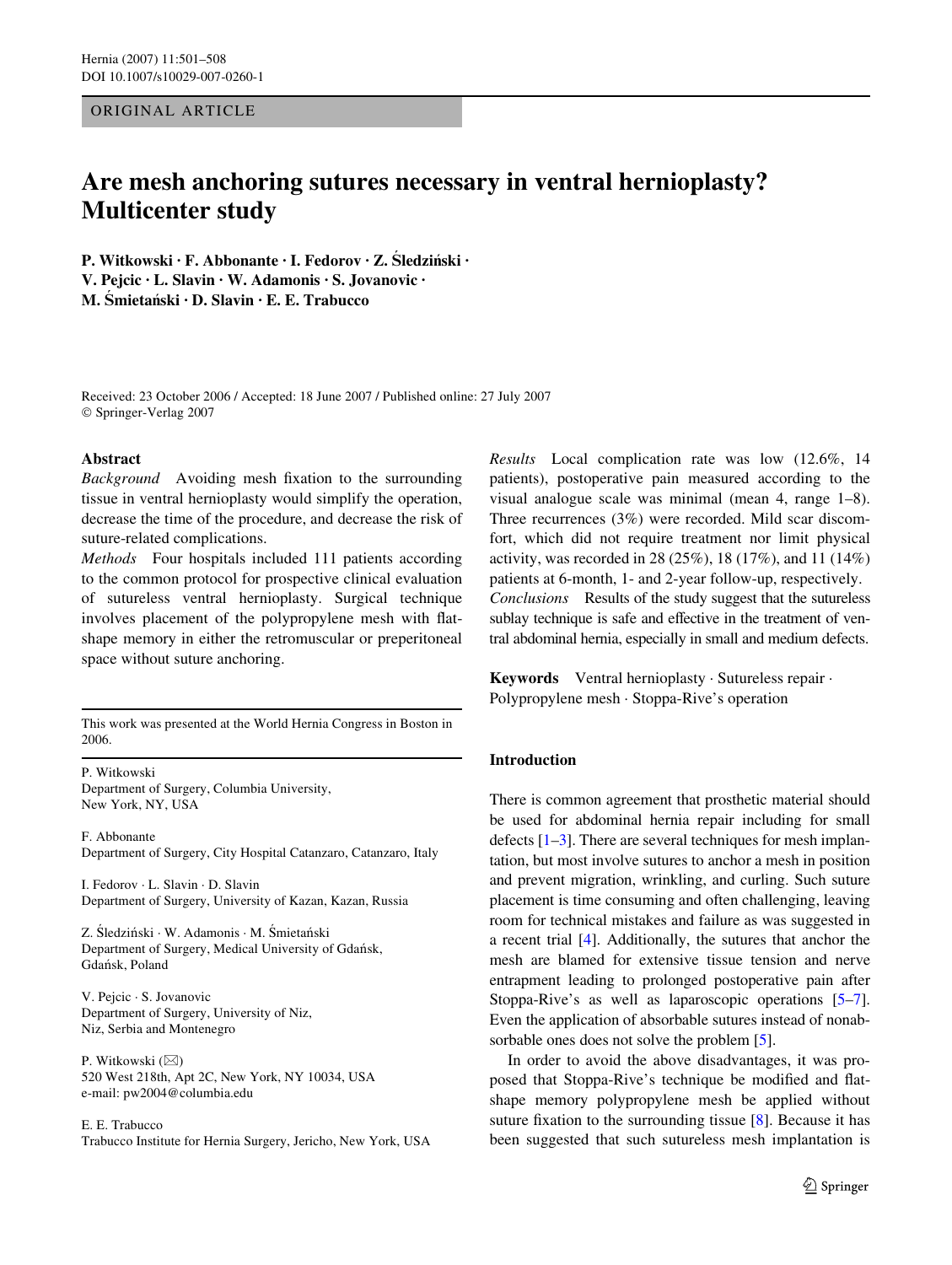ORIGINAL ARTICLE

# Are mesh anchoring sutures necessary in ventral hernioplasty? Multicenter study

**P. Witkowski · F. Abbonante · I. Fedorov · Z. Śledziński · V. Pejcic · L. Slavin · W. Adamonis · S. Jovanovic · M. Śmietański · D. Slavin · E. E. Trabucco**

Received: 23 October 2006 / Accepted: 18 June 2007 / Published online: 27 July 2007
© Springer-Verlag 2007

## Abstract

*Background* Avoiding mesh fixation to the surrounding tissue in ventral hernioplasty would simplify the operation, decrease the time of the procedure, and decrease the risk of suture-related complications.

*Methods* Four hospitals included 111 patients according to the common protocol for prospective clinical evaluation of sutureless ventral hernioplasty. Surgical technique involves placement of the polypropylene mesh with flat-shape memory in either the retromuscular or preperitoneal space without suture anchoring.

*Results* Local complication rate was low (12.6%, 14 patients), postoperative pain measured according to the visual analogue scale was minimal (mean 4, range 1–8). Three recurrences (3%) were recorded. Mild scar discomfort, which did not require treatment nor limit physical activity, was recorded in 28 (25%), 18 (17%), and 11 (14%) patients at 6-month, 1- and 2-year follow-up, respectively.

*Conclusions* Results of the study suggest that the sutureless sublay technique is safe and effective in the treatment of ventral abdominal hernia, especially in small and medium defects.

**Keywords** Ventral hernioplasty · Sutureless repair · Polypropylene mesh · Stoppa-Rive's operation

This work was presented at the World Hernia Congress in Boston in 2006.

P. Witkowski
Department of Surgery, Columbia University, New York, NY, USA

F. Abbonante
Department of Surgery, City Hospital Catanzaro, Catanzaro, Italy

I. Fedorov · L. Slavin · D. Slavin
Department of Surgery, University of Kazan, Kazan, Russia

Z. Śledziński · W. Adamonis · M. Śmietański
Department of Surgery, Medical University of Gdańsk, Gdańsk, Poland

V. Pejcic · S. Jovanovic
Department of Surgery, University of Niz, Niz, Serbia and Montenegro

P. Witkowski (✉)
520 West 218th, Apt 2C, New York, NY 10034, USA
e-mail: pw2004@columbia.edu

E. E. Trabucco
Trabucco Institute for Hernia Surgery, Jericho, New York, USA

## Introduction

There is common agreement that prosthetic material should be used for abdominal hernia repair including for small defects [1–3]. There are several techniques for mesh implantation, but most involve sutures to anchor a mesh in position and prevent migration, wrinkling, and curling. Such suture placement is time consuming and often challenging, leaving room for technical mistakes and failure as was suggested in a recent trial [4]. Additionally, the sutures that anchor the mesh are blamed for extensive tissue tension and nerve entrapment leading to prolonged postoperative pain after Stoppa-Rive's as well as laparoscopic operations [5–7]. Even the application of absorbable sutures instead of nonabsorbable ones does not solve the problem [5].

In order to avoid the above disadvantages, it was proposed that Stoppa-Rive's technique be modified and flat-shape memory polypropylene mesh be applied without suture fixation to the surrounding tissue [8]. Because it has been suggested that such sutureless mesh implantation is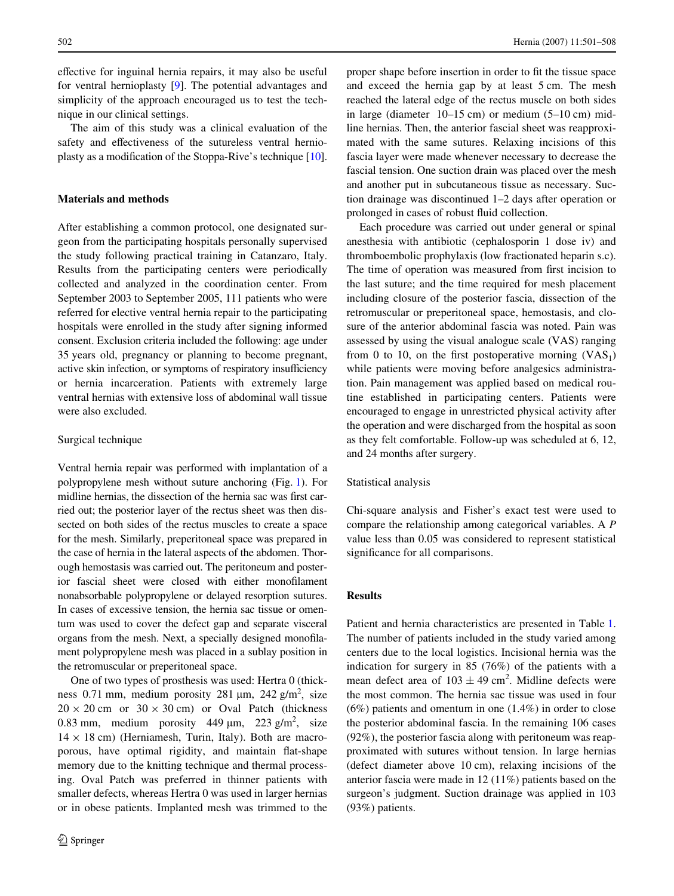effective for inguinal hernia repairs, it may also be useful for ventral hernioplasty [9]. The potential advantages and simplicity of the approach encouraged us to test the technique in our clinical settings.

The aim of this study was a clinical evaluation of the safety and effectiveness of the sutureless ventral hernioplasty as a modification of the Stoppa-Rive's technique [10].

## Materials and methods

After establishing a common protocol, one designated surgeon from the participating hospitals personally supervised the study following practical training in Catanzaro, Italy. Results from the participating centers were periodically collected and analyzed in the coordination center. From September 2003 to September 2005, 111 patients who were referred for elective ventral hernia repair to the participating hospitals were enrolled in the study after signing informed consent. Exclusion criteria included the following: age under 35 years old, pregnancy or planning to become pregnant, active skin infection, or symptoms of respiratory insufficiency or hernia incarceration. Patients with extremely large ventral hernias with extensive loss of abdominal wall tissue were also excluded.

### Surgical technique

Ventral hernia repair was performed with implantation of a polypropylene mesh without suture anchoring (Fig. 1). For midline hernias, the dissection of the hernia sac was first carried out; the posterior layer of the rectus sheet was then dissected on both sides of the rectus muscles to create a space for the mesh. Similarly, preperitoneal space was prepared in the case of hernia in the lateral aspects of the abdomen. Thorough hemostasis was carried out. The peritoneum and posterior fascial sheet were closed with either monofilament nonabsorbable polypropylene or delayed resorption sutures. In cases of excessive tension, the hernia sac tissue or omentum was used to cover the defect gap and separate visceral organs from the mesh. Next, a specially designed monofilament polypropylene mesh was placed in a sublay position in the retromuscular or preperitoneal space.

One of two types of prosthesis was used: Hertra 0 (thickness 0.71 mm, medium porosity 281 μm, 242 g/m$^2$, size $20 \times 20$ cm or $30 \times 30$ cm) or Oval Patch (thickness 0.83 mm, medium porosity 449 μm, 223 g/m$^2$, size $14 \times 18$ cm) (Herniamesh, Turin, Italy). Both are macroporous, have optimal rigidity, and maintain flat-shape memory due to the knitting technique and thermal processing. Oval Patch was preferred in thinner patients with smaller defects, whereas Hertra 0 was used in larger hernias or in obese patients. Implanted mesh was trimmed to the proper shape before insertion in order to fit the tissue space and exceed the hernia gap by at least 5 cm. The mesh reached the lateral edge of the rectus muscle on both sides in large (diameter 10–15 cm) or medium (5–10 cm) midline hernias. Then, the anterior fascial sheet was reapproximated with the same sutures. Relaxing incisions of this fascia layer were made whenever necessary to decrease the fascial tension. One suction drain was placed over the mesh and another put in subcutaneous tissue as necessary. Suction drainage was discontinued 1–2 days after operation or prolonged in cases of robust fluid collection.

Each procedure was carried out under general or spinal anesthesia with antibiotic (cephalosporin 1 dose iv) and thromboembolic prophylaxis (low fractionated heparin s.c). The time of operation was measured from first incision to the last suture; and the time required for mesh placement including closure of the posterior fascia, dissection of the retromuscular or preperitoneal space, hemostasis, and closure of the anterior abdominal fascia was noted. Pain was assessed by using the visual analogue scale (VAS) ranging from 0 to 10, on the first postoperative morning ($VAS_1$) while patients were moving before analgesics administration. Pain management was applied based on medical routine established in participating centers. Patients were encouraged to engage in unrestricted physical activity after the operation and were discharged from the hospital as soon as they felt comfortable. Follow-up was scheduled at 6, 12, and 24 months after surgery.

### Statistical analysis

Chi-square analysis and Fisher's exact test were used to compare the relationship among categorical variables. A $P$ value less than 0.05 was considered to represent statistical significance for all comparisons.

## Results

Patient and hernia characteristics are presented in Table 1. The number of patients included in the study varied among centers due to the local logistics. Incisional hernia was the indication for surgery in 85 (76%) of the patients with a mean defect area of $103 \pm 49$ cm$^2$. Midline defects were the most common. The hernia sac tissue was used in four (6%) patients and omentum in one (1.4%) in order to close the posterior abdominal fascia. In the remaining 106 cases (92%), the posterior fascia along with peritoneum was reapproximated with sutures without tension. In large hernias (defect diameter above 10 cm), relaxing incisions of the anterior fascia were made in 12 (11%) patients based on the surgeon's judgment. Suction drainage was applied in 103 (93%) patients.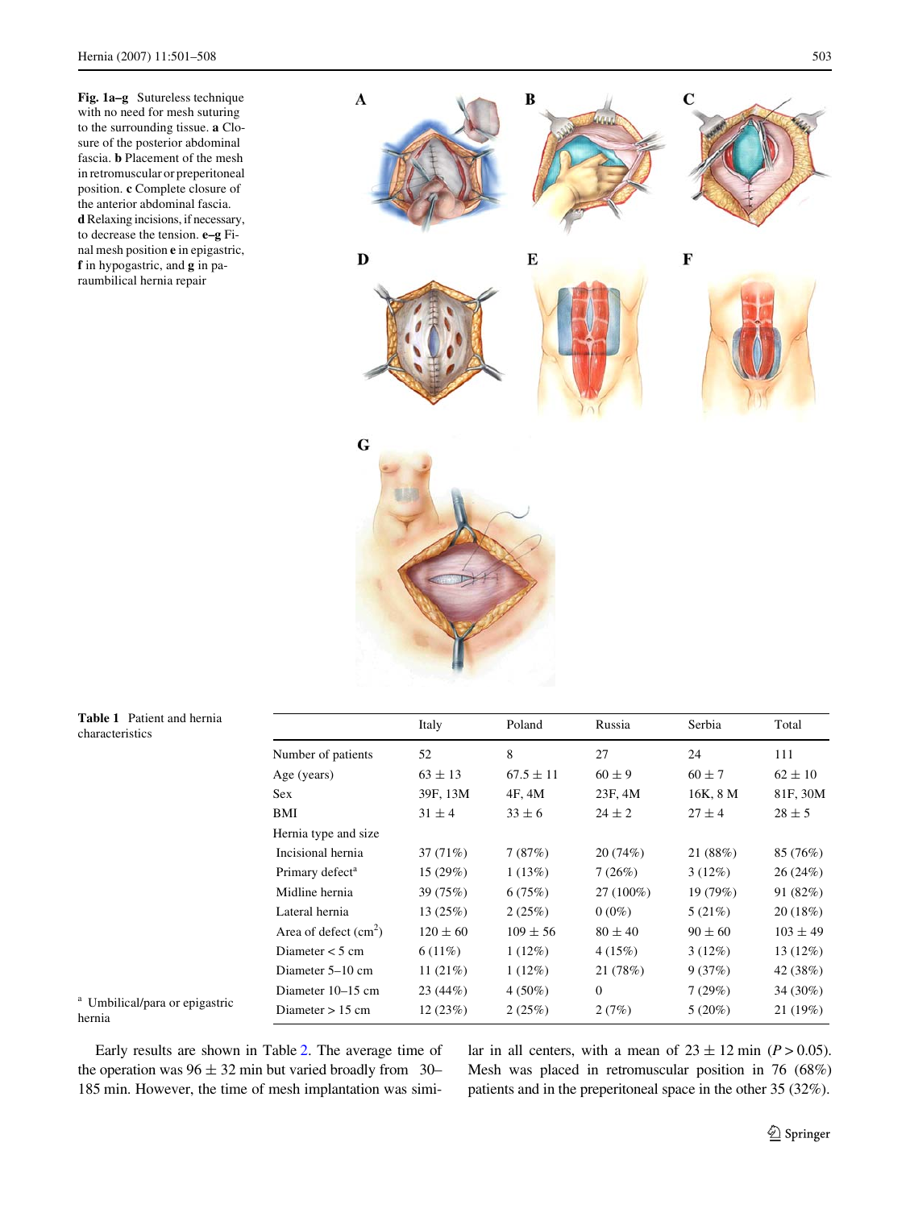**Fig. 1a–g** Sutureless technique with no need for mesh suturing to the surrounding tissue. **a** Closure of the posterior abdominal fascia. **b** Placement of the mesh in retromuscular or preperitoneal position. **c** Complete closure of the anterior abdominal fascia. **d** Relaxing incisions, if necessary, to decrease the tension. **e–g** Final mesh position **e** in epigastric, **f** in hypogastric, and **g** in paraumbilical hernia repair

**Table 1** Patient and hernia characteristics

| | Italy | Poland | Russia | Serbia | Total |
|---|---|---|---|---|---|
| Number of patients | 52 | 8 | 27 | 24 | 111 |
| Age (years) | 63 ± 13 | 67.5 ± 11 | 60 ± 9 | 60 ± 7 | 62 ± 10 |
| Sex | 39F, 13M | 4F, 4M | 23F, 4M | 16K, 8 M | 81F, 30M |
| BMI | 31 ± 4 | 33 ± 6 | 24 ± 2 | 27 ± 4 | 28 ± 5 |
| Hernia type and size | | | | | |
| Incisional hernia | 37 (71%) | 7 (87%) | 20 (74%) | 21 (88%) | 85 (76%) |
| Primary defect[a] | 15 (29%) | 1 (13%) | 7 (26%) | 3 (12%) | 26 (24%) |
| Midline hernia | 39 (75%) | 6 (75%) | 27 (100%) | 19 (79%) | 91 (82%) |
| Lateral hernia | 13 (25%) | 2 (25%) | 0 (0%) | 5 (21%) | 20 (18%) |
| Area of defect ($cm^2$) | 120 ± 60 | 109 ± 56 | 80 ± 40 | 90 ± 60 | 103 ± 49 |
| Diameter < 5 cm | 6 (11%) | 1 (12%) | 4 (15%) | 3 (12%) | 13 (12%) |
| Diameter 5–10 cm | 11 (21%) | 1 (12%) | 21 (78%) | 9 (37%) | 42 (38%) |
| Diameter 10–15 cm | 23 (44%) | 4 (50%) | 0 | 7 (29%) | 34 (30%) |
| Diameter > 15 cm | 12 (23%) | 2 (25%) | 2 (7%) | 5 (20%) | 21 (19%) |

[a] Umbilical/para or epigastric hernia

Early results are shown in Table 2. The average time of the operation was 96 ± 32 min but varied broadly from 30–185 min. However, the time of mesh implantation was similar in all centers, with a mean of 23 ± 12 min ($P > 0.05$). Mesh was placed in retromuscular position in 76 (68%) patients and in the preperitoneal space in the other 35 (32%).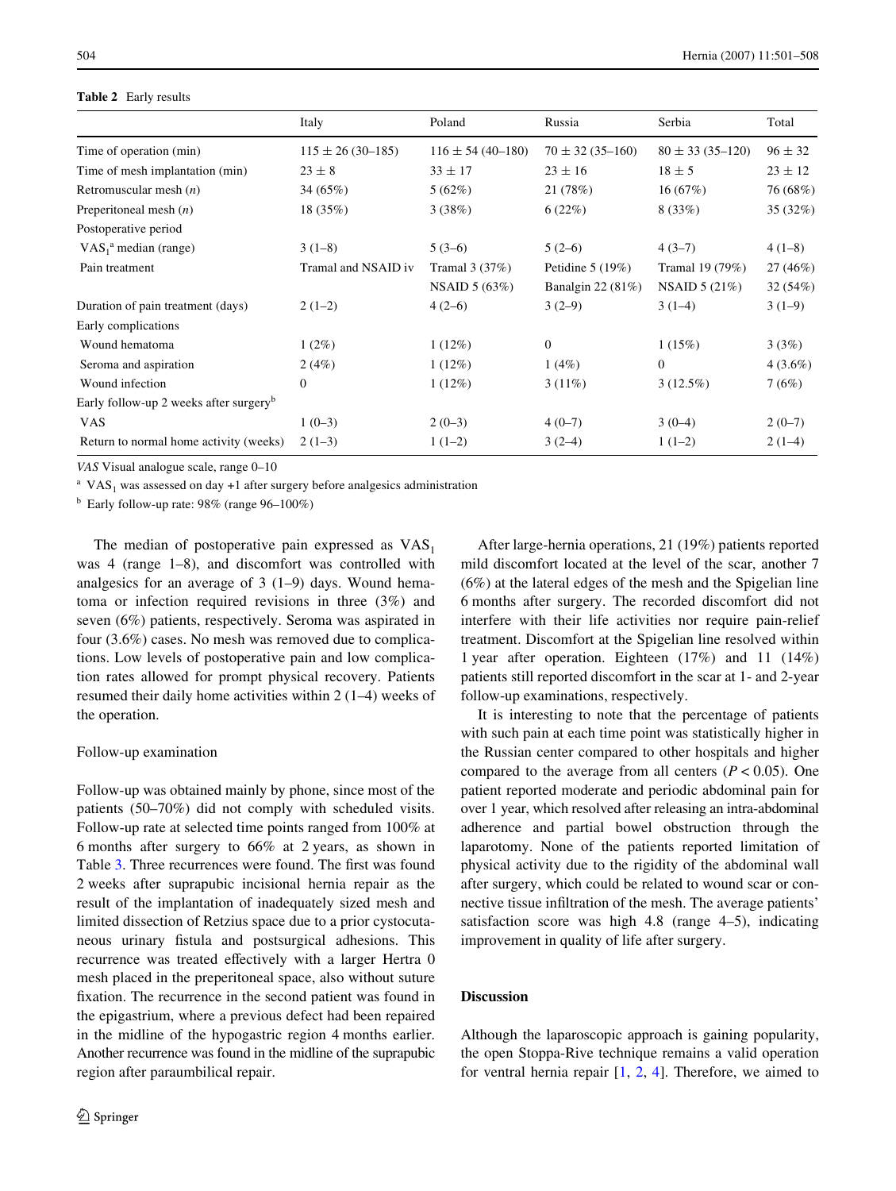**Table 2** Early results

| | Italy | Poland | Russia | Serbia | Total |
|---|---|---|---|---|---|
| Time of operation (min) | 115 ± 26 (30–185) | 116 ± 54 (40–180) | 70 ± 32 (35–160) | 80 ± 33 (35–120) | 96 ± 32 |
| Time of mesh implantation (min) | 23 ± 8 | 33 ± 17 | 23 ± 16 | 18 ± 5 | 23 ± 12 |
| Retromuscular mesh (*n*) | 34 (65%) | 5 (62%) | 21 (78%) | 16 (67%) | 76 (68%) |
| Preperitoneal mesh (*n*) | 18 (35%) | 3 (38%) | 6 (22%) | 8 (33%) | 35 (32%) |
| Postoperative period | | | | | |
| $VAS_1$[a] median (range) | 3 (1–8) | 5 (3–6) | 5 (2–6) | 4 (3–7) | 4 (1–8) |
| Pain treatment | Tramal and NSAID iv | Tramal 3 (37%) | Petidine 5 (19%) | Tramal 19 (79%) | 27 (46%) |
| | | NSAID 5 (63%) | Banalgin 22 (81%) | NSAID 5 (21%) | 32 (54%) |
| Duration of pain treatment (days) | 2 (1–2) | 4 (2–6) | 3 (2–9) | 3 (1–4) | 3 (1–9) |
| Early complications | | | | | |
| Wound hematoma | 1 (2%) | 1 (12%) | 0 | 1 (15%) | 3 (3%) |
| Seroma and aspiration | 2 (4%) | 1 (12%) | 1 (4%) | 0 | 4 (3.6%) |
| Wound infection | 0 | 1 (12%) | 3 (11%) | 3 (12.5%) | 7 (6%) |
| Early follow-up 2 weeks after surgery[b] | | | | | |
| VAS | 1 (0–3) | 2 (0–3) | 4 (0–7) | 3 (0–4) | 2 (0–7) |
| Return to normal home activity (weeks) | 2 (1–3) | 1 (1–2) | 3 (2–4) | 1 (1–2) | 2 (1–4) |

*VAS* Visual analogue scale, range 0–10

[a] $VAS_1$ was assessed on day +1 after surgery before analgesics administration

[b] Early follow-up rate: 98% (range 96–100%)

The median of postoperative pain expressed as $VAS_1$ was 4 (range 1–8), and discomfort was controlled with analgesics for an average of 3 (1–9) days. Wound hematoma or infection required revisions in three (3%) and seven (6%) patients, respectively. Seroma was aspirated in four (3.6%) cases. No mesh was removed due to complications. Low levels of postoperative pain and low complication rates allowed for prompt physical recovery. Patients resumed their daily home activities within 2 (1–4) weeks of the operation.

### Follow-up examination

Follow-up was obtained mainly by phone, since most of the patients (50–70%) did not comply with scheduled visits. Follow-up rate at selected time points ranged from 100% at 6 months after surgery to 66% at 2 years, as shown in Table 3. Three recurrences were found. The first was found 2 weeks after suprapubic incisional hernia repair as the result of the implantation of inadequately sized mesh and limited dissection of Retzius space due to a prior cystocutaneous urinary fistula and postsurgical adhesions. This recurrence was treated effectively with a larger Hertra 0 mesh placed in the preperitoneal space, also without suture fixation. The recurrence in the second patient was found in the epigastrium, where a previous defect had been repaired in the midline of the hypogastric region 4 months earlier. Another recurrence was found in the midline of the suprapubic region after paraumbilical repair.

After large-hernia operations, 21 (19%) patients reported mild discomfort located at the level of the scar, another 7 (6%) at the lateral edges of the mesh and the Spigelian line 6 months after surgery. The recorded discomfort did not interfere with their life activities nor require pain-relief treatment. Discomfort at the Spigelian line resolved within 1 year after operation. Eighteen (17%) and 11 (14%) patients still reported discomfort in the scar at 1- and 2-year follow-up examinations, respectively.

It is interesting to note that the percentage of patients with such pain at each time point was statistically higher in the Russian center compared to other hospitals and higher compared to the average from all centers ($P < 0.05$). One patient reported moderate and periodic abdominal pain for over 1 year, which resolved after releasing an intra-abdominal adherence and partial bowel obstruction through the laparotomy. None of the patients reported limitation of physical activity due to the rigidity of the abdominal wall after surgery, which could be related to wound scar or connective tissue infiltration of the mesh. The average patients' satisfaction score was high 4.8 (range 4–5), indicating improvement in quality of life after surgery.

## Discussion

Although the laparoscopic approach is gaining popularity, the open Stoppa-Rive technique remains a valid operation for ventral hernia repair [1, 2, 4]. Therefore, we aimed to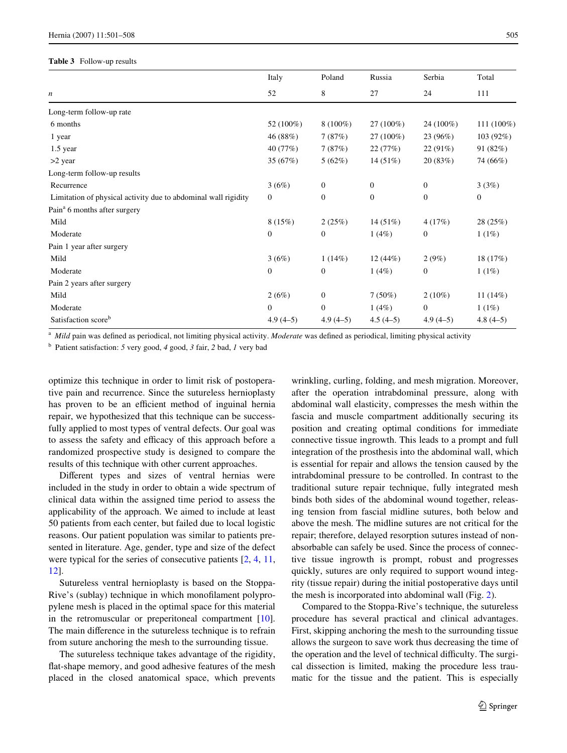**Table 3** Follow-up results

| | Italy | Poland | Russia | Serbia | Total |
|---|---|---|---|---|---|
| *n* | 52 | 8 | 27 | 24 | 111 |
| Long-term follow-up rate | | | | | |
| 6 months | 52 (100%) | 8 (100%) | 27 (100%) | 24 (100%) | 111 (100%) |
| 1 year | 46 (88%) | 7 (87%) | 27 (100%) | 23 (96%) | 103 (92%) |
| 1.5 year | 40 (77%) | 7 (87%) | 22 (77%) | 22 (91%) | 91 (82%) |
| >2 year | 35 (67%) | 5 (62%) | 14 (51%) | 20 (83%) | 74 (66%) |
| Long-term follow-up results | | | | | |
| Recurrence | 3 (6%) | 0 | 0 | 0 | 3 (3%) |
| Limitation of physical activity due to abdominal wall rigidity | 0 | 0 | 0 | 0 | 0 |
| Pain[a] 6 months after surgery | | | | | |
| Mild | 8 (15%) | 2 (25%) | 14 (51%) | 4 (17%) | 28 (25%) |
| Moderate | 0 | 0 | 1 (4%) | 0 | 1 (1%) |
| Pain 1 year after surgery | | | | | |
| Mild | 3 (6%) | 1 (14%) | 12 (44%) | 2 (9%) | 18 (17%) |
| Moderate | 0 | 0 | 1 (4%) | 0 | 1 (1%) |
| Pain 2 years after surgery | | | | | |
| Mild | 2 (6%) | 0 | 7 (50%) | 2 (10%) | 11 (14%) |
| Moderate | 0 | 0 | 1 (4%) | 0 | 1 (1%) |
| Satisfaction score[b] | 4.9 (4–5) | 4.9 (4–5) | 4.5 (4–5) | 4.9 (4–5) | 4.8 (4–5) |

[a] *Mild* pain was defined as periodical, not limiting physical activity. *Moderate* was defined as periodical, limiting physical activity

[b] Patient satisfaction: *5* very good, *4* good, *3* fair, *2* bad, *1* very bad

optimize this technique in order to limit risk of postoperative pain and recurrence. Since the sutureless hernioplasty has proven to be an efficient method of inguinal hernia repair, we hypothesized that this technique can be successfully applied to most types of ventral defects. Our goal was to assess the safety and efficacy of this approach before a randomized prospective study is designed to compare the results of this technique with other current approaches.

Different types and sizes of ventral hernias were included in the study in order to obtain a wide spectrum of clinical data within the assigned time period to assess the applicability of the approach. We aimed to include at least 50 patients from each center, but failed due to local logistic reasons. Our patient population was similar to patients presented in literature. Age, gender, type and size of the defect were typical for the series of consecutive patients [2, 4, 11, 12].

Sutureless ventral hernioplasty is based on the Stoppa-Rive's (sublay) technique in which monofilament polypropylene mesh is placed in the optimal space for this material in the retromuscular or preperitoneal compartment [10]. The main difference in the sutureless technique is to refrain from suture anchoring the mesh to the surrounding tissue.

The sutureless technique takes advantage of the rigidity, flat-shape memory, and good adhesive features of the mesh placed in the closed anatomical space, which prevents wrinkling, curling, folding, and mesh migration. Moreover, after the operation intrabdominal pressure, along with abdominal wall elasticity, compresses the mesh within the fascia and muscle compartment additionally securing its position and creating optimal conditions for immediate connective tissue ingrowth. This leads to a prompt and full integration of the prosthesis into the abdominal wall, which is essential for repair and allows the tension caused by the intrabdominal pressure to be controlled. In contrast to the traditional suture repair technique, fully integrated mesh binds both sides of the abdominal wound together, releasing tension from fascial midline sutures, both below and above the mesh. The midline sutures are not critical for the repair; therefore, delayed resorption sutures instead of non-absorbable can safely be used. Since the process of connective tissue ingrowth is prompt, robust and progresses quickly, sutures are only required to support wound integrity (tissue repair) during the initial postoperative days until the mesh is incorporated into abdominal wall (Fig. 2).

Compared to the Stoppa-Rive's technique, the sutureless procedure has several practical and clinical advantages. First, skipping anchoring the mesh to the surrounding tissue allows the surgeon to save work thus decreasing the time of the operation and the level of technical difficulty. The surgical dissection is limited, making the procedure less traumatic for the tissue and the patient. This is especially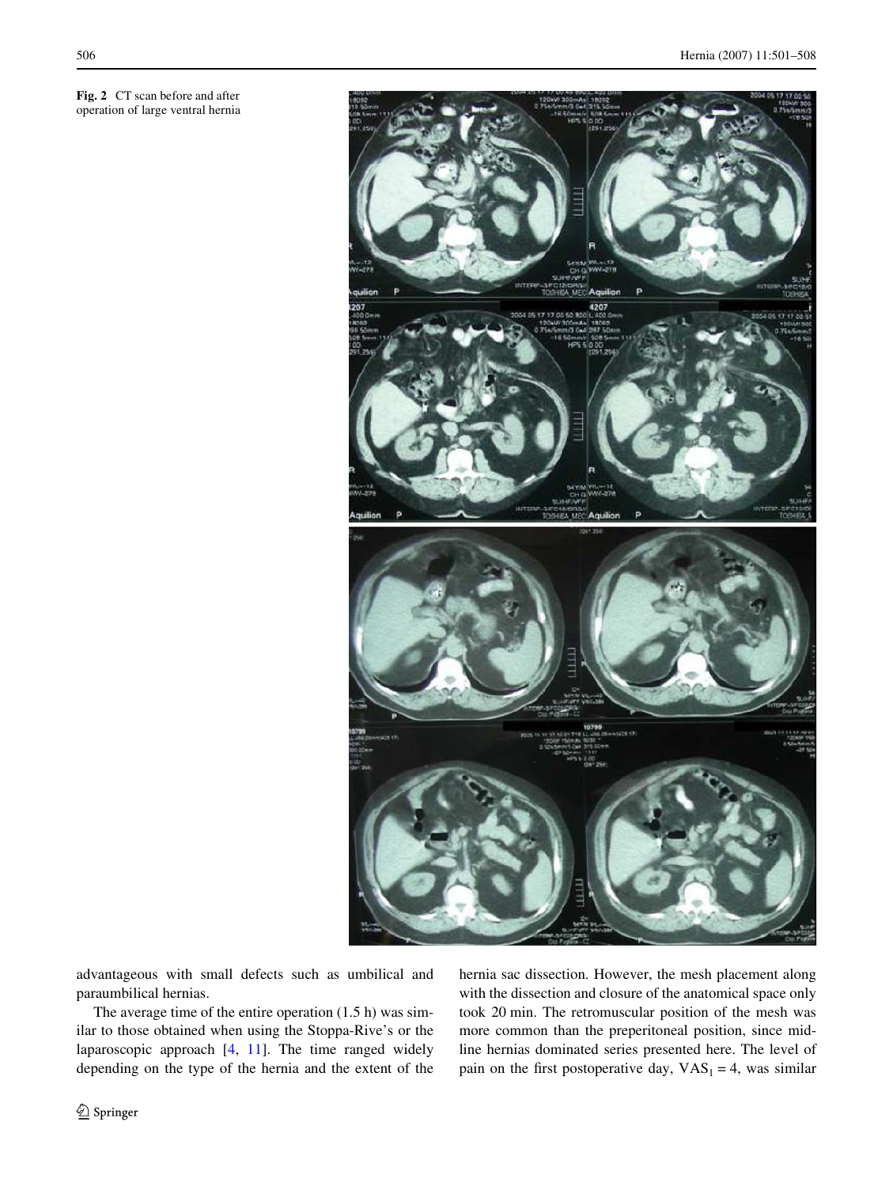Fig. 2 CT scan before and after operation of large ventral hernia

advantageous with small defects such as umbilical and paraumbilical hernias.

The average time of the entire operation (1.5 h) was similar to those obtained when using the Stoppa-Rive's or the laparoscopic approach [4, 11]. The time ranged widely depending on the type of the hernia and the extent of the hernia sac dissection. However, the mesh placement along with the dissection and closure of the anatomical space only took 20 min. The retromuscular position of the mesh was more common than the preperitoneal position, since midline hernias dominated series presented here. The level of pain on the first postoperative day, $VAS_1 = 4$, was similar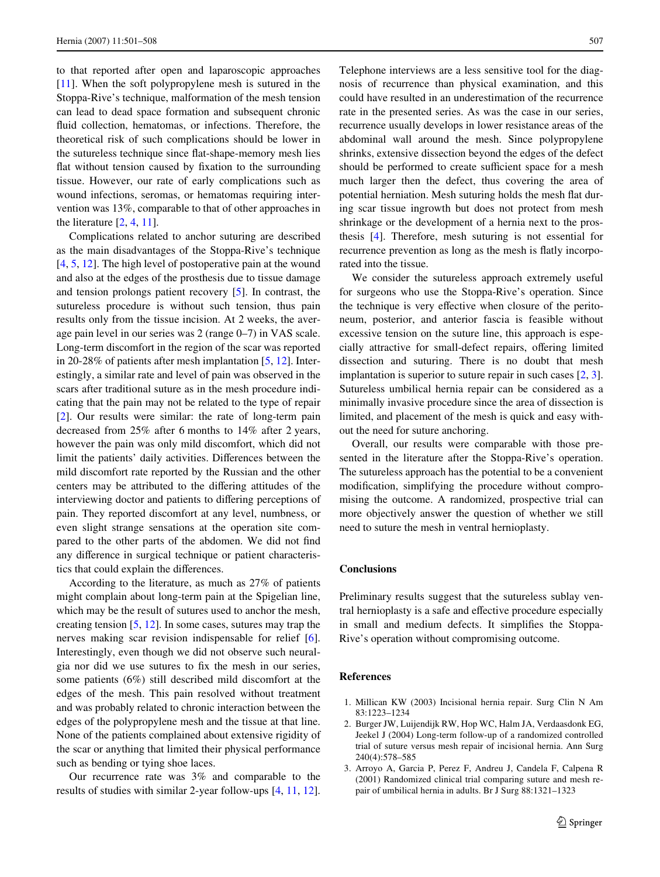to that reported after open and laparoscopic approaches [11]. When the soft polypropylene mesh is sutured in the Stoppa-Rive's technique, malformation of the mesh tension can lead to dead space formation and subsequent chronic fluid collection, hematomas, or infections. Therefore, the theoretical risk of such complications should be lower in the sutureless technique since flat-shape-memory mesh lies flat without tension caused by fixation to the surrounding tissue. However, our rate of early complications such as wound infections, seromas, or hematomas requiring intervention was 13%, comparable to that of other approaches in the literature [2, 4, 11].

Complications related to anchor suturing are described as the main disadvantages of the Stoppa-Rive's technique [4, 5, 12]. The high level of postoperative pain at the wound and also at the edges of the prosthesis due to tissue damage and tension prolongs patient recovery [5]. In contrast, the sutureless procedure is without such tension, thus pain results only from the tissue incision. At 2 weeks, the average pain level in our series was 2 (range 0–7) in VAS scale. Long-term discomfort in the region of the scar was reported in 20-28% of patients after mesh implantation [5, 12]. Interestingly, a similar rate and level of pain was observed in the scars after traditional suture as in the mesh procedure indicating that the pain may not be related to the type of repair [2]. Our results were similar: the rate of long-term pain decreased from 25% after 6 months to 14% after 2 years, however the pain was only mild discomfort, which did not limit the patients' daily activities. Differences between the mild discomfort rate reported by the Russian and the other centers may be attributed to the differing attitudes of the interviewing doctor and patients to differing perceptions of pain. They reported discomfort at any level, numbness, or even slight strange sensations at the operation site compared to the other parts of the abdomen. We did not find any difference in surgical technique or patient characteristics that could explain the differences.

According to the literature, as much as 27% of patients might complain about long-term pain at the Spigelian line, which may be the result of sutures used to anchor the mesh, creating tension [5, 12]. In some cases, sutures may trap the nerves making scar revision indispensable for relief [6]. Interestingly, even though we did not observe such neuralgia nor did we use sutures to fix the mesh in our series, some patients (6%) still described mild discomfort at the edges of the mesh. This pain resolved without treatment and was probably related to chronic interaction between the edges of the polypropylene mesh and the tissue at that line. None of the patients complained about extensive rigidity of the scar or anything that limited their physical performance such as bending or tying shoe laces.

Our recurrence rate was 3% and comparable to the results of studies with similar 2-year follow-ups [4, 11, 12]. Telephone interviews are a less sensitive tool for the diagnosis of recurrence than physical examination, and this could have resulted in an underestimation of the recurrence rate in the presented series. As was the case in our series, recurrence usually develops in lower resistance areas of the abdominal wall around the mesh. Since polypropylene shrinks, extensive dissection beyond the edges of the defect should be performed to create sufficient space for a mesh much larger then the defect, thus covering the area of potential herniation. Mesh suturing holds the mesh flat during scar tissue ingrowth but does not protect from mesh shrinkage or the development of a hernia next to the prosthesis [4]. Therefore, mesh suturing is not essential for recurrence prevention as long as the mesh is flatly incorporated into the tissue.

We consider the sutureless approach extremely useful for surgeons who use the Stoppa-Rive's operation. Since the technique is very effective when closure of the peritoneum, posterior, and anterior fascia is feasible without excessive tension on the suture line, this approach is especially attractive for small-defect repairs, offering limited dissection and suturing. There is no doubt that mesh implantation is superior to suture repair in such cases [2, 3]. Sutureless umbilical hernia repair can be considered as a minimally invasive procedure since the area of dissection is limited, and placement of the mesh is quick and easy without the need for suture anchoring.

Overall, our results were comparable with those presented in the literature after the Stoppa-Rive's operation. The sutureless approach has the potential to be a convenient modification, simplifying the procedure without compromising the outcome. A randomized, prospective trial can more objectively answer the question of whether we still need to suture the mesh in ventral hernioplasty.

## Conclusions

Preliminary results suggest that the sutureless sublay ventral hernioplasty is a safe and effective procedure especially in small and medium defects. It simplifies the Stoppa-Rive's operation without compromising outcome.

## References

1. Millican KW (2003) Incisional hernia repair. Surg Clin N Am 83:1223–1234
2. Burger JW, Luijendijk RW, Hop WC, Halm JA, Verdaasdonk EG, Jeekel J (2004) Long-term follow-up of a randomized controlled trial of suture versus mesh repair of incisional hernia. Ann Surg 240(4):578–585
3. Arroyo A, Garcia P, Perez F, Andreu J, Candela F, Calpena R (2001) Randomized clinical trial comparing suture and mesh repair of umbilical hernia in adults. Br J Surg 88:1321–1323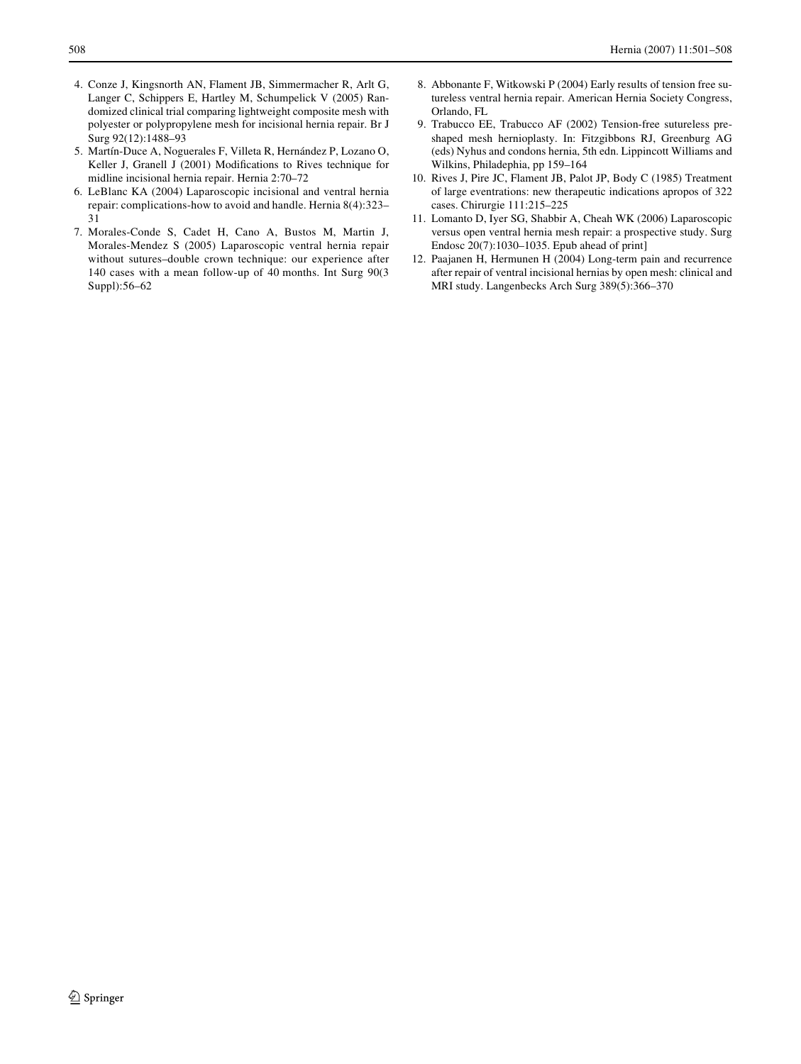4. Conze J, Kingsnorth AN, Flament JB, Simmermacher R, Arlt G, Langer C, Schippers E, Hartley M, Schumpelick V (2005) Randomized clinical trial comparing lightweight composite mesh with polyester or polypropylene mesh for incisional hernia repair. Br J Surg 92(12):1488–93
5. Martín-Duce A, Noguerales F, Villeta R, Hernández P, Lozano O, Keller J, Granell J (2001) Modifications to Rives technique for midline incisional hernia repair. Hernia 2:70–72
6. LeBlanc KA (2004) Laparoscopic incisional and ventral hernia repair: complications-how to avoid and handle. Hernia 8(4):323–31
7. Morales-Conde S, Cadet H, Cano A, Bustos M, Martin J, Morales-Mendez S (2005) Laparoscopic ventral hernia repair without sutures–double crown technique: our experience after 140 cases with a mean follow-up of 40 months. Int Surg 90(3 Suppl):56–62
8. Abbonante F, Witkowski P (2004) Early results of tension free sutureless ventral hernia repair. American Hernia Society Congress, Orlando, FL
9. Trabucco EE, Trabucco AF (2002) Tension-free sutureless preshaped mesh hernioplasty. In: Fitzgibbons RJ, Greenburg AG (eds) Nyhus and condons hernia, 5th edn. Lippincott Williams and Wilkins, Philadephia, pp 159–164
10. Rives J, Pire JC, Flament JB, Palot JP, Body C (1985) Treatment of large eventrations: new therapeutic indications apropos of 322 cases. Chirurgie 111:215–225
11. Lomanto D, Iyer SG, Shabbir A, Cheah WK (2006) Laparoscopic versus open ventral hernia mesh repair: a prospective study. Surg Endosc 20(7):1030–1035. Epub ahead of print]
12. Paajanen H, Hermunen H (2004) Long-term pain and recurrence after repair of ventral incisional hernias by open mesh: clinical and MRI study. Langenbecks Arch Surg 389(5):366–370